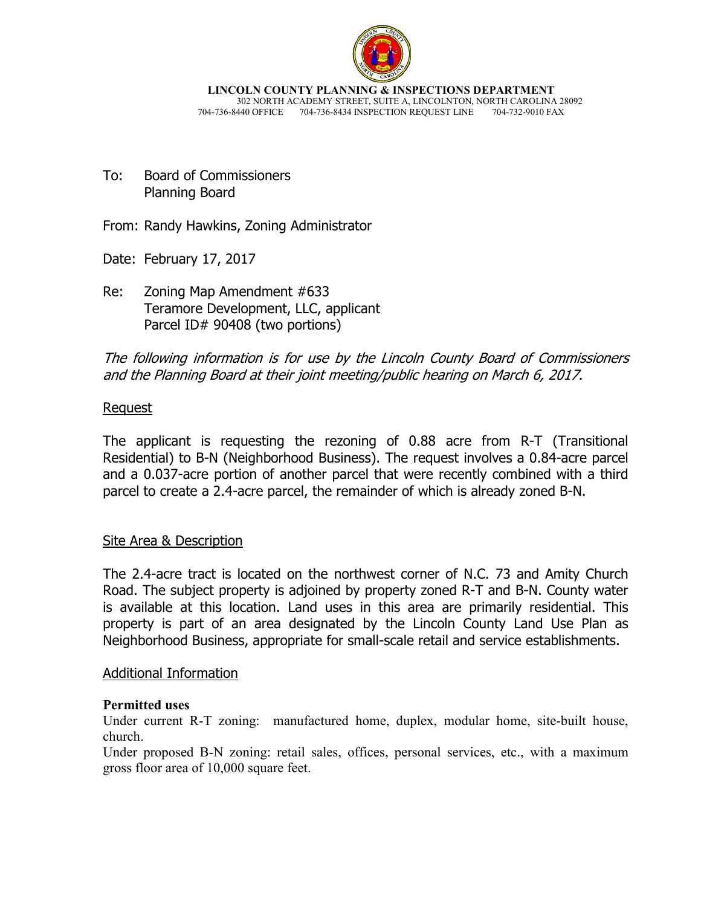**LINCOLN COUNTY PLANNING & INSPECTIONS DEPARTMENT**
302 NORTH ACADEMY STREET, SUITE A, LINCOLNTON, NORTH CAROLINA 28092
704-736-8440 OFFICE 704-736-8434 INSPECTION REQUEST LINE 704-732-9010 FAX

To: Board of Commissioners
Planning Board

From: Randy Hawkins, Zoning Administrator

Date: February 17, 2017

Re: Zoning Map Amendment #633
Teramore Development, LLC, applicant
Parcel ID# 90408 (two portions)

*The following information is for use by the Lincoln County Board of Commissioners and the Planning Board at their joint meeting/public hearing on March 6, 2017.*

## Request

The applicant is requesting the rezoning of 0.88 acre from R-T (Transitional Residential) to B-N (Neighborhood Business). The request involves a 0.84-acre parcel and a 0.037-acre portion of another parcel that were recently combined with a third parcel to create a 2.4-acre parcel, the remainder of which is already zoned B-N.

## Site Area & Description

The 2.4-acre tract is located on the northwest corner of N.C. 73 and Amity Church Road. The subject property is adjoined by property zoned R-T and B-N. County water is available at this location. Land uses in this area are primarily residential. This property is part of an area designated by the Lincoln County Land Use Plan as Neighborhood Business, appropriate for small-scale retail and service establishments.

## Additional Information

**Permitted uses**

Under current R-T zoning: manufactured home, duplex, modular home, site-built house, church.

Under proposed B-N zoning: retail sales, offices, personal services, etc., with a maximum gross floor area of 10,000 square feet.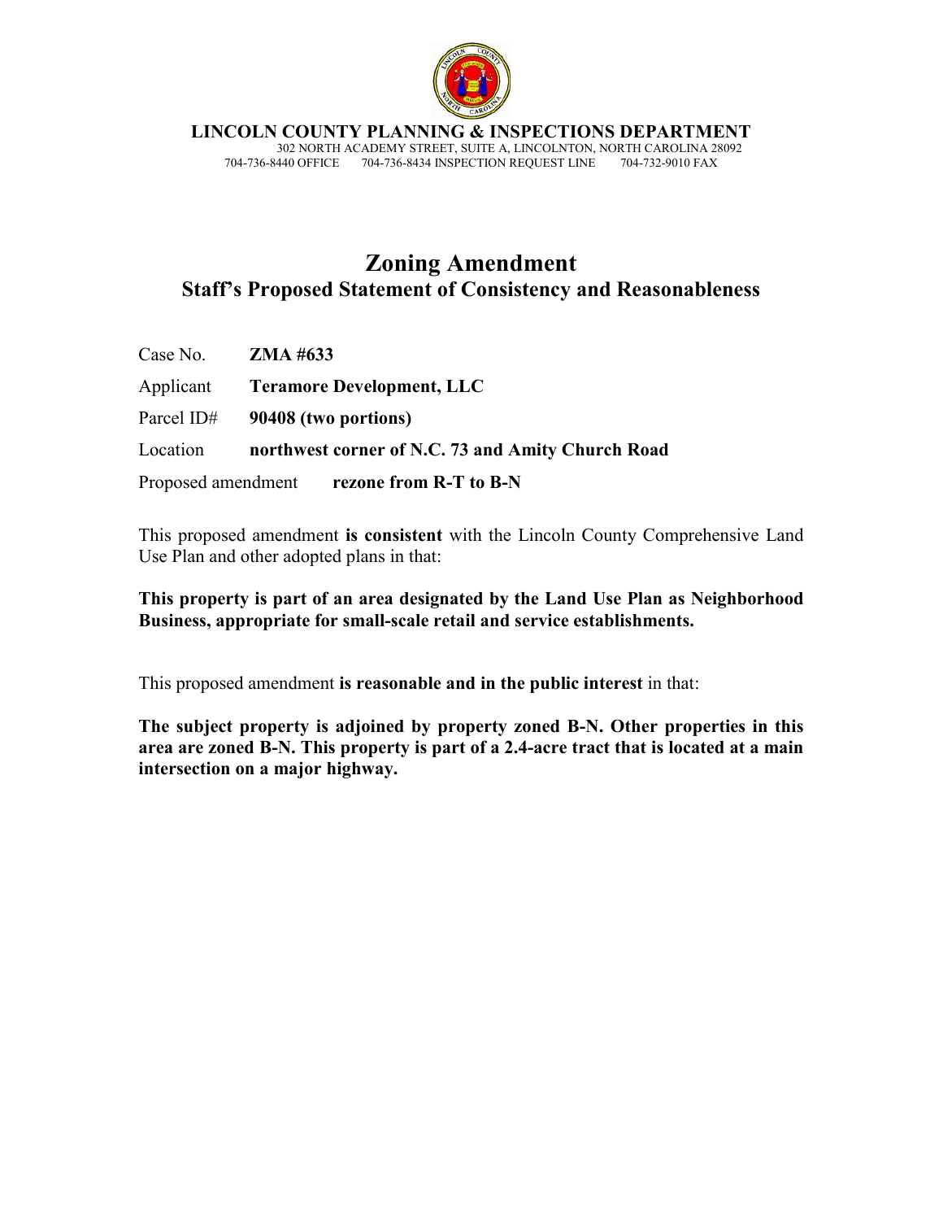**LINCOLN COUNTY PLANNING & INSPECTIONS DEPARTMENT**
302 NORTH ACADEMY STREET, SUITE A, LINCOLNTON, NORTH CAROLINA 28092
704-736-8440 OFFICE 704-736-8434 INSPECTION REQUEST LINE 704-732-9010 FAX

# Zoning Amendment
## Staff's Proposed Statement of Consistency and Reasonableness

Case No. **ZMA #633**

Applicant **Teramore Development, LLC**

Parcel ID# **90408 (two portions)**

Location **northwest corner of N.C. 73 and Amity Church Road**

Proposed amendment **rezone from R-T to B-N**

This proposed amendment **is consistent** with the Lincoln County Comprehensive Land Use Plan and other adopted plans in that:

**This property is part of an area designated by the Land Use Plan as Neighborhood Business, appropriate for small-scale retail and service establishments.**

This proposed amendment **is reasonable and in the public interest** in that:

**The subject property is adjoined by property zoned B-N. Other properties in this area are zoned B-N. This property is part of a 2.4-acre tract that is located at a main intersection on a major highway.**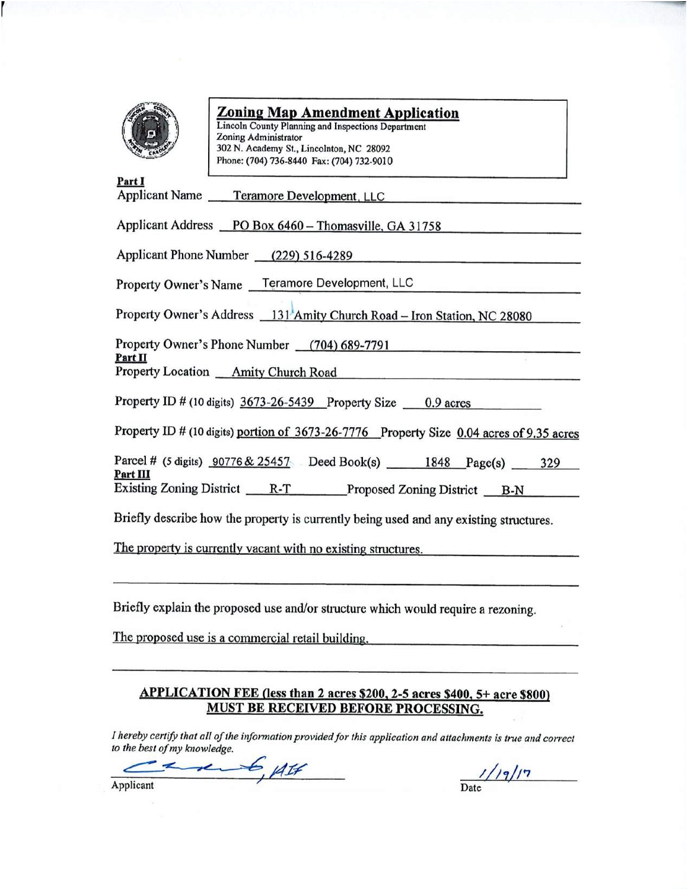# Zoning Map Amendment Application

Lincoln County Planning and Inspections Department
Zoning Administrator
302 N. Academy St., Lincolnton, NC 28092
Phone: (704) 736-8440 Fax: (704) 732-9010

**Part I**

Applicant Name: Teramore Development, LLC

Applicant Address: PO Box 6460 – Thomasville, GA 31758

Applicant Phone Number: (229) 516-4289

Property Owner's Name: Teramore Development, LLC

Property Owner's Address: 131 Amity Church Road – Iron Station, NC 28080

Property Owner's Phone Number: (704) 689-7791

**Part II**

Property Location: Amity Church Road

Property ID # (10 digits): 3673-26-5439 Property Size: 0.9 acres

Property ID # (10 digits): portion of 3673-26-7776 Property Size: 0.04 acres of 9.35 acres

Parcel # (5 digits): 90776 & 25457 Deed Book(s): 1848 Page(s): 329

**Part III**

Existing Zoning District: R-T Proposed Zoning District: B-N

Briefly describe how the property is currently being used and any existing structures.

The property is currently vacant with no existing structures.

Briefly explain the proposed use and/or structure which would require a rezoning.

The proposed use is a commercial retail building.

**APPLICATION FEE (less than 2 acres $200, 2-5 acres $400, 5+ acre $800)**
**MUST BE RECEIVED BEFORE PROCESSING.**

*I hereby certify that all of the information provided for this application and attachments is true and correct to the best of my knowledge.*

Applicant: [signature], AIF Date: 1/19/17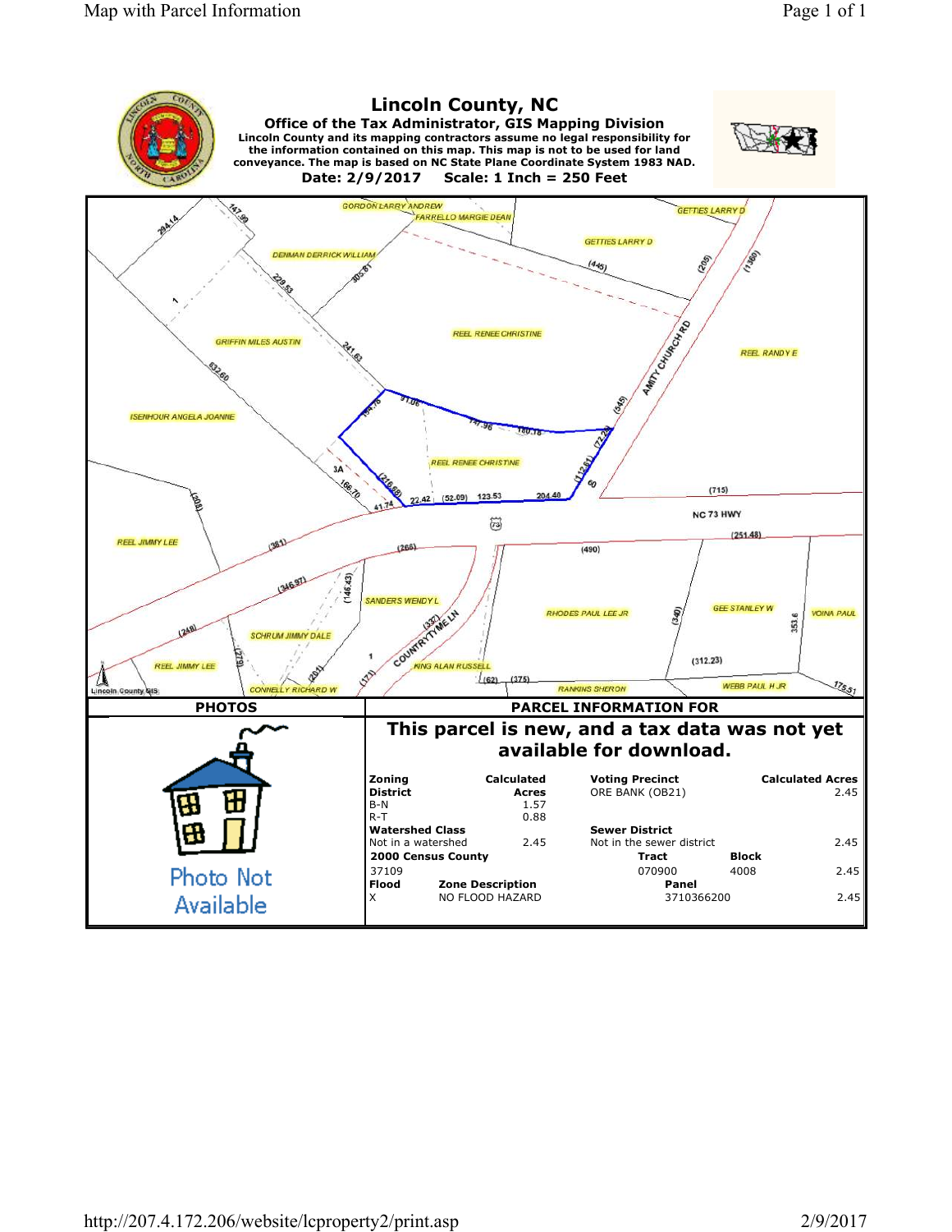# Lincoln County, NC

**Office of the Tax Administrator, GIS Mapping Division**

**Lincoln County and its mapping contractors assume no legal responsibility for the information contained on this map. This map is not to be used for land conveyance. The map is based on NC State Plane Coordinate System 1983 NAD.**

**Date: 2/9/2017 Scale: 1 Inch = 250 Feet**

GORDON LARRY ANDREW
FARRELLO MARGIE DEAN
GETTIES LARRY D
DENMAN DERRICK WILLIAM
REEL RENEE CHRISTINE
REEL RANDY E
GRIFFIN MILES AUSTIN
AMITY CHURCH RD
ISENHOUR ANGELA JOANNE
REEL RENEE CHRISTINE
NC 73 HWY
REEL JIMMY LEE
SANDERS WENDY L
RHODES PAUL LEE JR
GEE STANLEY W
VOINA PAUL
SCHRUM JIMMY DALE
COUNTRYTYME LN
REEL JIMMY LEE
KING ALAN RUSSELL
CONNELLY RICHARD W
RANKINS SHERON
WEBB PAUL H JR

## PHOTOS

Photo Not Available

## PARCEL INFORMATION FOR

**This parcel is new, and a tax data was not yet available for download.**

| Zoning District | Calculated Acres | Voting Precinct | | Calculated Acres |
|---|---|---|---|---|
| B-N | 1.57 | ORE BANK (OB21) | | 2.45 |
| R-T | 0.88 | | | |
| **Watershed Class** | | **Sewer District** | | |
| Not in a watershed | 2.45 | Not in the sewer district | | 2.45 |
| **2000 Census County** | | **Tract** | **Block** | |
| 37109 | | 070900 | 4008 | 2.45 |
| **Flood** | **Zone Description** | **Panel** | | |
| X | NO FLOOD HAZARD | 3710366200 | | 2.45 |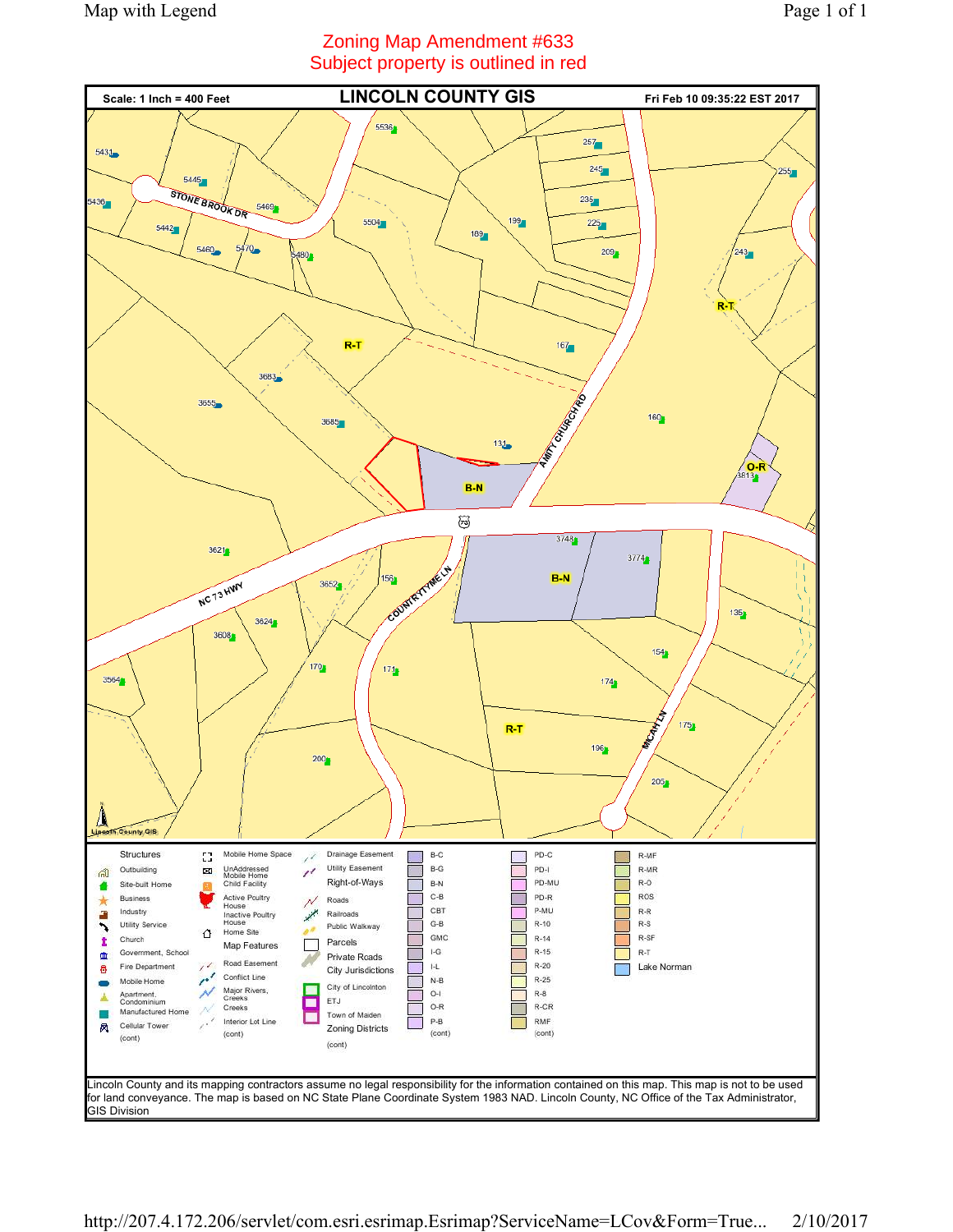# Zoning Map Amendment #633

Subject property is outlined in red

**Scale: 1 Inch = 400 Feet**

**LINCOLN COUNTY GIS**

**Fri Feb 10 09:35:22 EST 2017**

STONE BROOK DR

NC 73 HWY

AMITY CHURCH RD

COUNTRYTYME LN

MICAH LN

R-T

B-N

O-R

5536, 5431, 5445, 5436, 5469, 5442, 5460, 5470, 5480, 5504, 189, 199, 257, 245, 235, 225, 209, 255, 243, 167, 3683, 3655, 3685, 131, 160, 3813, 3748, 3774, 3621, 3652, 156, 3624, 3608, 135, 154, 3564, 170, 171, 174, 175, 196, 200, 205

Lincoln County GIS

| Structures | | Map Features | Zoning Districts | | |
|---|---|---|---|---|---|
| Outbuilding | Mobile Home Space | Drainage Easement | B-C | PD-C | R-MF |
| Site-built Home | UnAddressed Mobile Home | Utility Easement | B-G | PD-I | R-MR |
| Business | Child Facility | Right-of-Ways | B-N | PD-MU | R-O |
| Industry | Active Poultry House | Roads | C-B | PD-R | ROS |
| Utility Service | Inactive Poultry House | Railroads | CBT | P-MU | R-R |
| Church | Home Site | Public Walkway | G-B | R-10 | R-S |
| Government, School | | Parcels | GMC | R-14 | R-SF |
| Fire Department | Road Easement | Private Roads | I-G | R-15 | R-T |
| Mobile Home | Conflict Line | City Jurisdictions | I-L | R-20 | Lake Norman |
| Apartment, Condominium | Major Rivers, Creeks | City of Lincolnton | N-B | R-25 | |
| Manufactured Home | Creeks | ETJ | O-I | R-8 | |
| Cellular Tower | Interior Lot Line | Town of Maiden | O-R | R-CR | |
| (cont) | (cont) | (cont) | P-B | RMF | |
| | | | (cont) | (cont) | |

Lincoln County and its mapping contractors assume no legal responsibility for the information contained on this map. This map is not to be used for land conveyance. The map is based on NC State Plane Coordinate System 1983 NAD. Lincoln County, NC Office of the Tax Administrator, GIS Division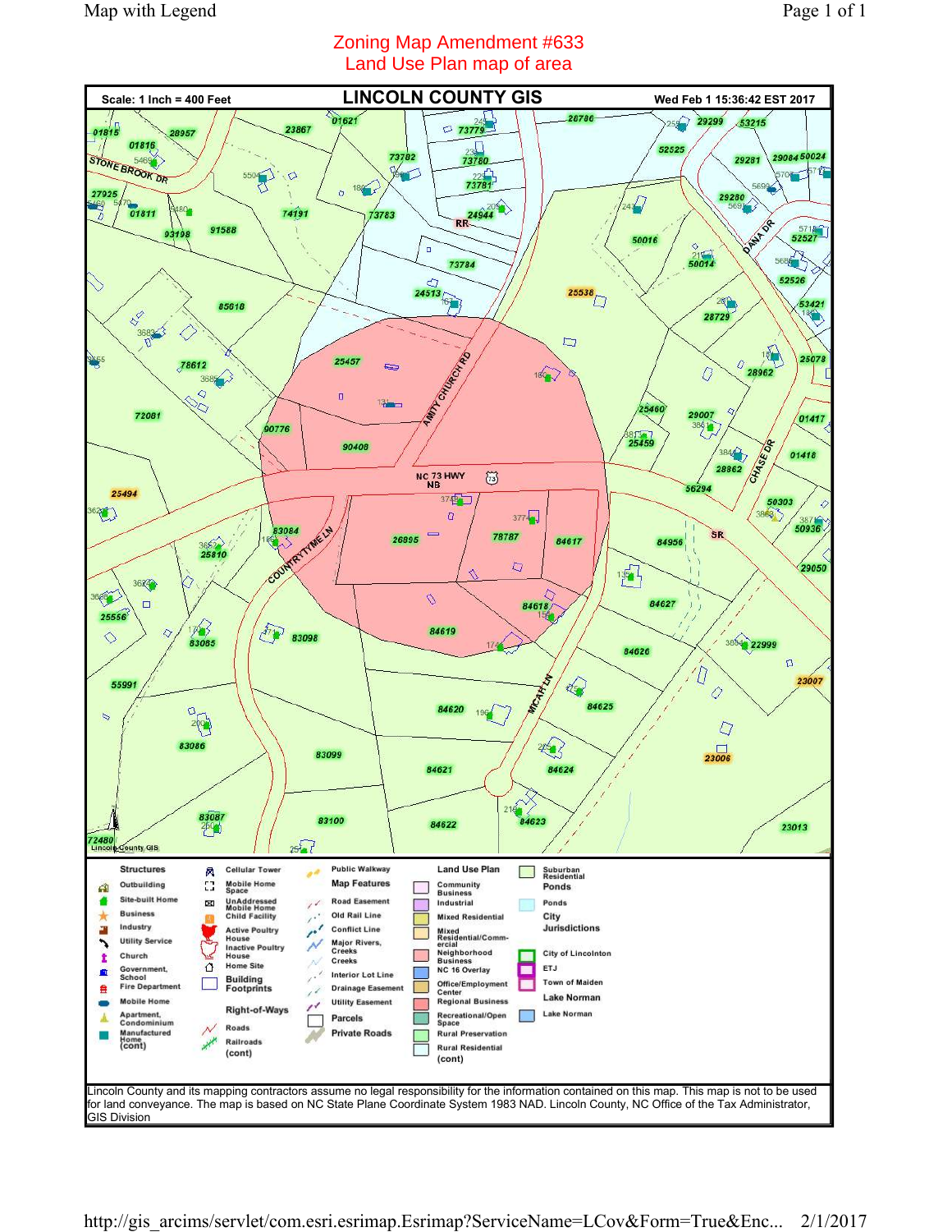# Zoning Map Amendment #633
## Land Use Plan map of area

Scale: 1 Inch = 400 Feet

**LINCOLN COUNTY GIS**

Wed Feb 1 15:36:42 EST 2017

STONE BROOK DR

AMITY CHURCH RD

NC 73 HWY NB

COUNTRYTYME LN

MICAH LN

DANA DR

CHASE DR

RR

SR

01815, 28957, 23867, 01621, 73779, 26786, 29299, 53215, 01816, 73782, 73780, 52525, 29281, 29084, 50024, 73781, 27925, 01811, 74191, 73783, 24944, 29280, 91588, 93198, 50016, 52527, 50014, 73784, 52526, 24513, 25538, 85818, 53421, 28729, 25457, 25078, 78612, 28962, 25460, 29007, 01417, 72081, 90776, 90408, 25459, 01418, 28862, 56294, 25494, 50303, 50936, 83084, 26895, 78787, 84617, 84956, 25810, 29050, 84618, 84627, 25556, 84619, 83085, 83098, 84626, 22999, 23007, 55991, 84620, 84625, 83086, 83099, 84621, 84624, 23006, 83087, 83100, 84622, 84623, 23013, 72480

Lincoln County GIS

**Structures**
- Outbuilding
- Site-built Home
- Business
- Industry
- Utility Service
- Church
- Government, School
- Fire Department
- Mobile Home
- Apartment, Condominium
- Manufactured Home
- (cont)
- Cellular Tower
- Mobile Home Space
- UnAddressed Mobile Home
- Child Facility
- Active Poultry House
- Inactive Poultry House
- Home Site
- Building Footprints

**Right-of-Ways**
- Roads
- Railroads
- (cont)

- Public Walkway

**Map Features**
- Road Easement
- Old Rail Line
- Conflict Line
- Major Rivers, Creeks
- Creeks
- Interior Lot Line
- Drainage Easement
- Utility Easement

**Parcels**

**Private Roads**

**Land Use Plan**
- Community Business
- Industrial
- Mixed Residential
- Mixed Residential/Commercial
- Neighborhood Business
- NC 16 Overlay
- Office/Employment Center
- Regional Business
- Recreational/Open Space
- Rural Preservation
- Rural Residential
- (cont)
- Suburban Residential

**Ponds**
- Ponds

**City Jurisdictions**
- City of Lincolnton
- ETJ
- Town of Maiden

**Lake Norman**
- Lake Norman

Lincoln County and its mapping contractors assume no legal responsibility for the information contained on this map. This map is not to be used for land conveyance. The map is based on NC State Plane Coordinate System 1983 NAD. Lincoln County, NC Office of the Tax Administrator, GIS Division